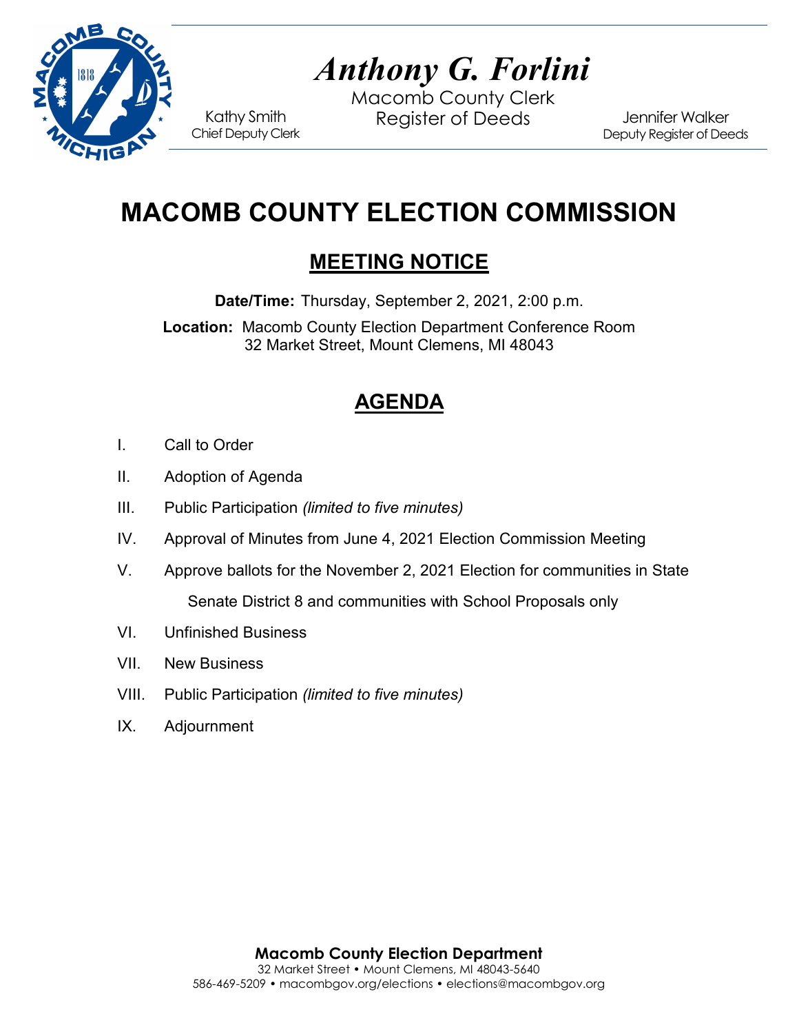*Anthony G. Forlini*

Macomb County Clerk
Register of Deeds

Kathy Smith
Chief Deputy Clerk

Jennifer Walker
Deputy Register of Deeds

# MACOMB COUNTY ELECTION COMMISSION

## MEETING NOTICE

**Date/Time:** Thursday, September 2, 2021, 2:00 p.m.

**Location:** Macomb County Election Department Conference Room
32 Market Street, Mount Clemens, MI 48043

## AGENDA

I. Call to Order

II. Adoption of Agenda

III. Public Participation *(limited to five minutes)*

IV. Approval of Minutes from June 4, 2021 Election Commission Meeting

V. Approve ballots for the November 2, 2021 Election for communities in State Senate District 8 and communities with School Proposals only

VI. Unfinished Business

VII. New Business

VIII. Public Participation *(limited to five minutes)*

IX. Adjournment

**Macomb County Election Department**
32 Market Street • Mount Clemens, MI 48043-5640
586-469-5209 • macombgov.org/elections • elections@macombgov.org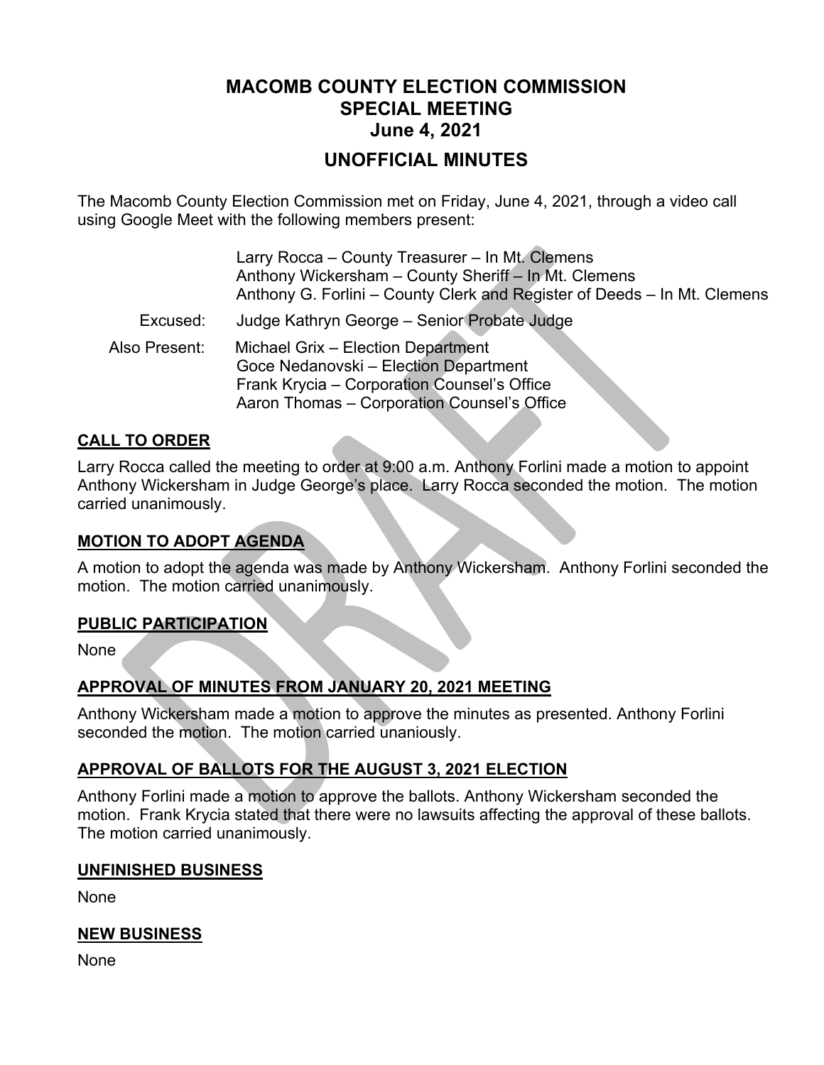# MACOMB COUNTY ELECTION COMMISSION
## SPECIAL MEETING
## June 4, 2021

## UNOFFICIAL MINUTES

The Macomb County Election Commission met on Friday, June 4, 2021, through a video call using Google Meet with the following members present:

Larry Rocca – County Treasurer – In Mt. Clemens
Anthony Wickersham – County Sheriff – In Mt. Clemens
Anthony G. Forlini – County Clerk and Register of Deeds – In Mt. Clemens

Excused: Judge Kathryn George – Senior Probate Judge

Also Present: Michael Grix – Election Department
Goce Nedanovski – Election Department
Frank Krycia – Corporation Counsel's Office
Aaron Thomas – Corporation Counsel's Office

### CALL TO ORDER

Larry Rocca called the meeting to order at 9:00 a.m. Anthony Forlini made a motion to appoint Anthony Wickersham in Judge George's place. Larry Rocca seconded the motion. The motion carried unanimously.

### MOTION TO ADOPT AGENDA

A motion to adopt the agenda was made by Anthony Wickersham. Anthony Forlini seconded the motion. The motion carried unanimously.

### PUBLIC PARTICIPATION

None

### APPROVAL OF MINUTES FROM JANUARY 20, 2021 MEETING

Anthony Wickersham made a motion to approve the minutes as presented. Anthony Forlini seconded the motion. The motion carried unaniously.

### APPROVAL OF BALLOTS FOR THE AUGUST 3, 2021 ELECTION

Anthony Forlini made a motion to approve the ballots. Anthony Wickersham seconded the motion. Frank Krycia stated that there were no lawsuits affecting the approval of these ballots. The motion carried unanimously.

### UNFINISHED BUSINESS

None

### NEW BUSINESS

None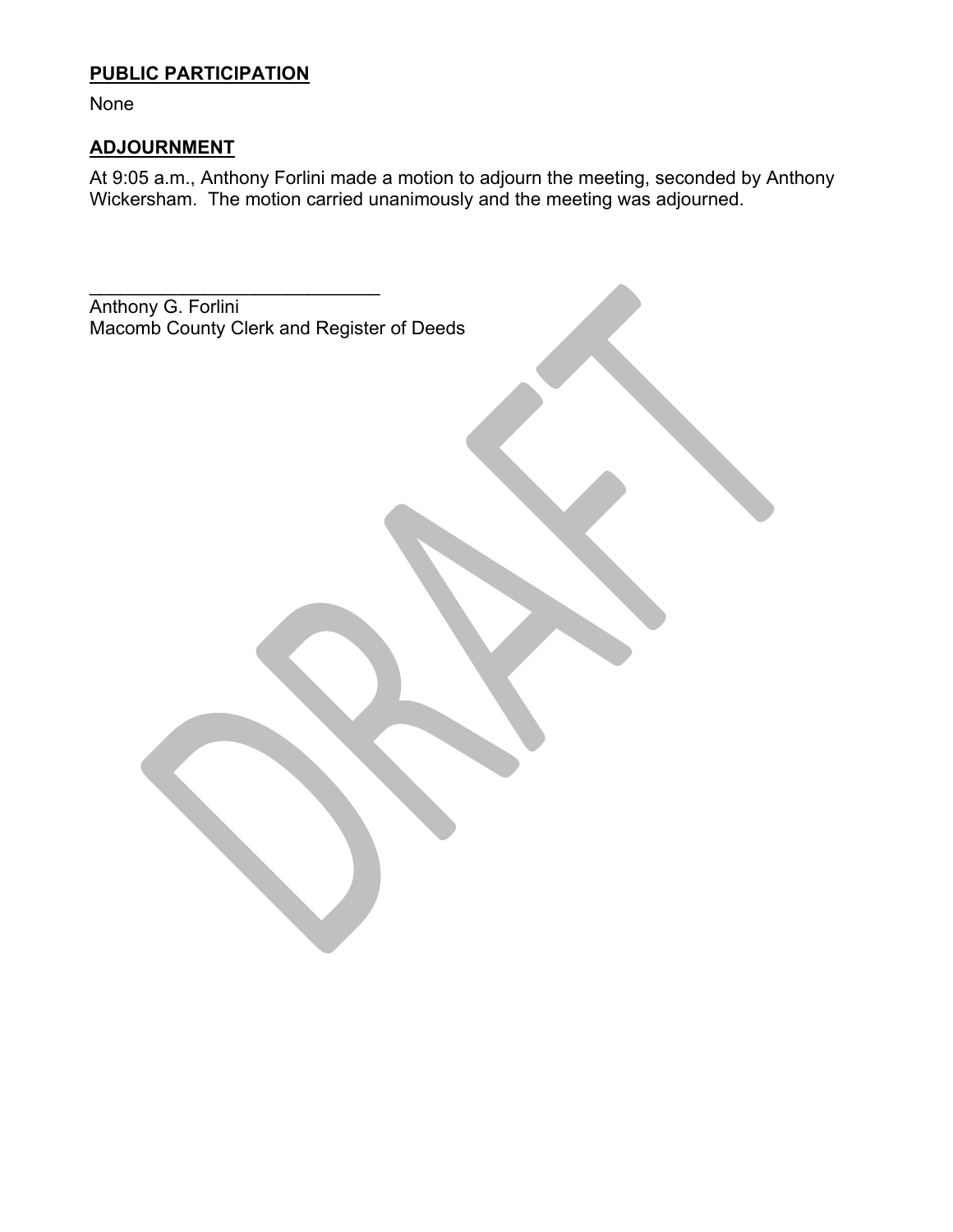**PUBLIC PARTICIPATION**

None

**ADJOURNMENT**

At 9:05 a.m., Anthony Forlini made a motion to adjourn the meeting, seconded by Anthony Wickersham. The motion carried unanimously and the meeting was adjourned.

______________________________

Anthony G. Forlini
Macomb County Clerk and Register of Deeds

DRAFT